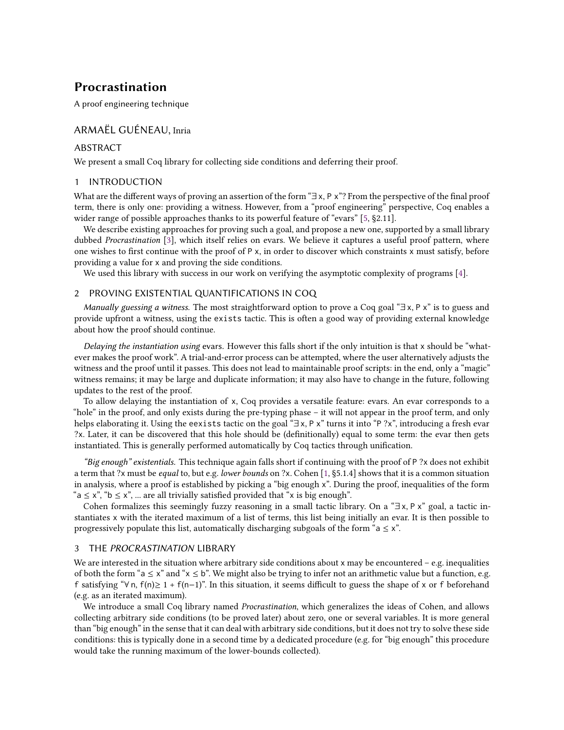# Procrastination

A proof engineering technique

ARMAËL GUÉNEAU, Inria

## ABSTRACT

We present a small Coq library for collecting side conditions and deferring their proof.

## 1 INTRODUCTION

What are the different ways of proving an assertion of the form "∃ x, P x"? From the perspective of the final proof term, there is only one: providing a witness. However, from a "proof engineering" perspective, Coq enables a wider range of possible approaches thanks to its powerful feature of "evars" [5, §2.11].

We describe existing approaches for proving such a goal, and propose a new one, supported by a small library dubbed *Procrastination* [3], which itself relies on evars. We believe it captures a useful proof pattern, where one wishes to first continue with the proof of P x, in order to discover which constraints x must satisfy, before providing a value for x and proving the side conditions.

We used this library with success in our work on verifying the asymptotic complexity of programs [4].

## 2 PROVING EXISTENTIAL QUANTIFICATIONS IN COQ

*Manually guessing a witness.* The most straightforward option to prove a Coq goal "∃ x, P x" is to guess and provide upfront a witness, using the `exists` tactic. This is often a good way of providing external knowledge about how the proof should continue.

*Delaying the instantiation using evars.* However this falls short if the only intuition is that x should be "whatever makes the proof work". A trial-and-error process can be attempted, where the user alternatively adjusts the witness and the proof until it passes. This does not lead to maintainable proof scripts: in the end, only a "magic" witness remains; it may be large and duplicate information; it may also have to change in the future, following updates to the rest of the proof.

To allow delaying the instantiation of x, Coq provides a versatile feature: evars. An evar corresponds to a "hole" in the proof, and only exists during the pre-typing phase – it will not appear in the proof term, and only helps elaborating it. Using the `eexists` tactic on the goal "∃ x, P x" turns it into "P ?x", introducing a fresh evar ?x. Later, it can be discovered that this hole should be (definitionally) equal to some term: the evar then gets instantiated. This is generally performed automatically by Coq tactics through unification.

*"Big enough" existentials.* This technique again falls short if continuing with the proof of P ?x does not exhibit a term that ?x must be *equal* to, but e.g. *lower bounds* on ?x. Cohen [1, §5.1.4] shows that it is a common situation in analysis, where a proof is established by picking a "big enough x". During the proof, inequalities of the form "a ≤ x", "b ≤ x", ... are all trivially satisfied provided that "x is big enough".

Cohen formalizes this seemingly fuzzy reasoning in a small tactic library. On a "∃ x, P x" goal, a tactic instantiates x with the iterated maximum of a list of terms, this list being initially an evar. It is then possible to progressively populate this list, automatically discharging subgoals of the form "a ≤ x".

## 3 THE *PROCRASTINATION* LIBRARY

We are interested in the situation where arbitrary side conditions about x may be encountered – e.g. inequalities of both the form "a ≤ x" and "x ≤ b". We might also be trying to infer not an arithmetic value but a function, e.g. f satisfying "∀ n, f(n)≥ 1 + f(n−1)". In this situation, it seems difficult to guess the shape of x or f beforehand (e.g. as an iterated maximum).

We introduce a small Coq library named *Procrastination*, which generalizes the ideas of Cohen, and allows collecting arbitrary side conditions (to be proved later) about zero, one or several variables. It is more general than "big enough" in the sense that it can deal with arbitrary side conditions, but it does not try to solve these side conditions: this is typically done in a second time by a dedicated procedure (e.g. for "big enough" this procedure would take the running maximum of the lower-bounds collected).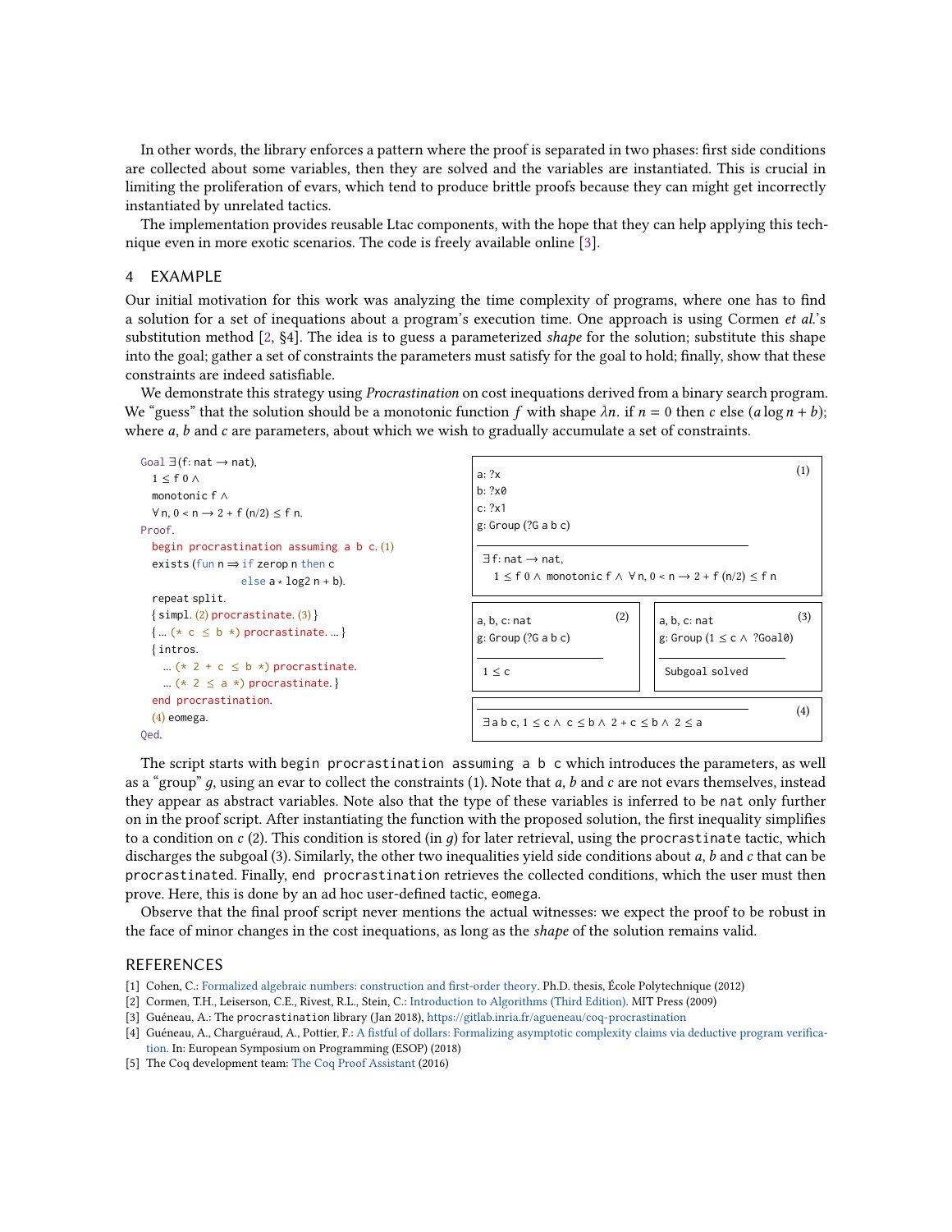In other words, the library enforces a pattern where the proof is separated in two phases: first side conditions are collected about some variables, then they are solved and the variables are instantiated. This is crucial in limiting the proliferation of evars, which tend to produce brittle proofs because they can might get incorrectly instantiated by unrelated tactics.

The implementation provides reusable Ltac components, with the hope that they can help applying this technique even in more exotic scenarios. The code is freely available online [3].

## 4 EXAMPLE

Our initial motivation for this work was analyzing the time complexity of programs, where one has to find a solution for a set of inequations about a program's execution time. One approach is using Cormen *et al.*'s substitution method [2, §4]. The idea is to guess a parameterized *shape* for the solution; substitute this shape into the goal; gather a set of constraints the parameters must satisfy for the goal to hold; finally, show that these constraints are indeed satisfiable.

We demonstrate this strategy using *Procrastination* on cost inequations derived from a binary search program. We "guess" that the solution should be a monotonic function $f$ with shape $\lambda n.$ if $n = 0$ then $c$ else $(a \log n + b)$; where $a$, $b$ and $c$ are parameters, about which we wish to gradually accumulate a set of constraints.

```
Goal ∃(f: nat → nat),
  1 ≤ f 0 ∧
  monotonic f ∧
  ∀ n, 0 < n → 2 + f (n/2) ≤ f n.
Proof.
  begin procrastination assuming a b c. (1)
  exists (fun n ⇒ if zerop n then c
                   else a * log2 n + b).
  repeat split.
  { simpl. (2) procrastinate. (3) }
  { ... (* c ≤ b *) procrastinate. ... }
  { intros.
    ... (* 2 + c ≤ b *) procrastinate.
    ... (* 2 ≤ a *) procrastinate. }
  end procrastination.
  (4) eomega.
Qed.
```

```
(1)
a: ?x
b: ?x0
c: ?x1
g: Group (?G a b c)
______________________________________
∃ f: nat → nat,
  1 ≤ f 0 ∧ monotonic f ∧ ∀ n, 0 < n → 2 + f (n/2) ≤ f n
```

```
(2)
a, b, c: nat
g: Group (?G a b c)
____________________
1 ≤ c
```

```
(3)
a, b, c: nat
g: Group (1 ≤ c ∧ ?Goal0)
____________________
Subgoal solved
```

```
(4)
______________________________________
∃ a b c, 1 ≤ c ∧ c ≤ b ∧ 2 + c ≤ b ∧ 2 ≤ a
```

The script starts with `begin procrastination assuming a b c` which introduces the parameters, as well as a "group" $g$, using an evar to collect the constraints (1). Note that $a$, $b$ and $c$ are not evars themselves, instead they appear as abstract variables. Note also that the type of these variables is inferred to be `nat` only further on in the proof script. After instantiating the function with the proposed solution, the first inequality simplifies to a condition on $c$ (2). This condition is stored (in $g$) for later retrieval, using the `procrastinate` tactic, which discharges the subgoal (3). Similarly, the other two inequalities yield side conditions about $a$, $b$ and $c$ that can be `procrastinated`. Finally, `end procrastination` retrieves the collected conditions, which the user must then prove. Here, this is done by an ad hoc user-defined tactic, `eomega`.

Observe that the final proof script never mentions the actual witnesses: we expect the proof to be robust in the face of minor changes in the cost inequations, as long as the *shape* of the solution remains valid.

## REFERENCES

[1] Cohen, C.: Formalized algebraic numbers: construction and first-order theory. Ph.D. thesis, École Polytechnique (2012)

[2] Cormen, T.H., Leiserson, C.E., Rivest, R.L., Stein, C.: Introduction to Algorithms (Third Edition). MIT Press (2009)

[3] Guéneau, A.: The `procrastination` library (Jan 2018), https://gitlab.inria.fr/agueneau/coq-procrastination

[4] Guéneau, A., Charguéraud, A., Pottier, F.: A fistful of dollars: Formalizing asymptotic complexity claims via deductive program verification. In: European Symposium on Programming (ESOP) (2018)

[5] The Coq development team: The Coq Proof Assistant (2016)